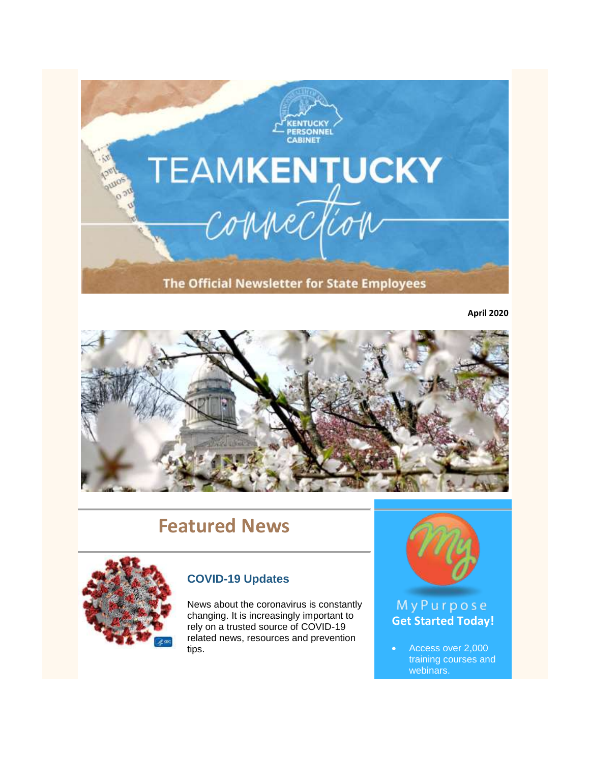# TEAMKENTUCKY connection

Kentucky Personnel Cabinet

The Official Newsletter for State Employees

**April 2020**

## Featured News

### COVID-19 Updates

News about the coronavirus is constantly changing. It is increasingly important to rely on a trusted source of COVID-19 related news, resources and prevention tips.

MyPurpose

**Get Started Today!**

- Access over 2,000 training courses and webinars.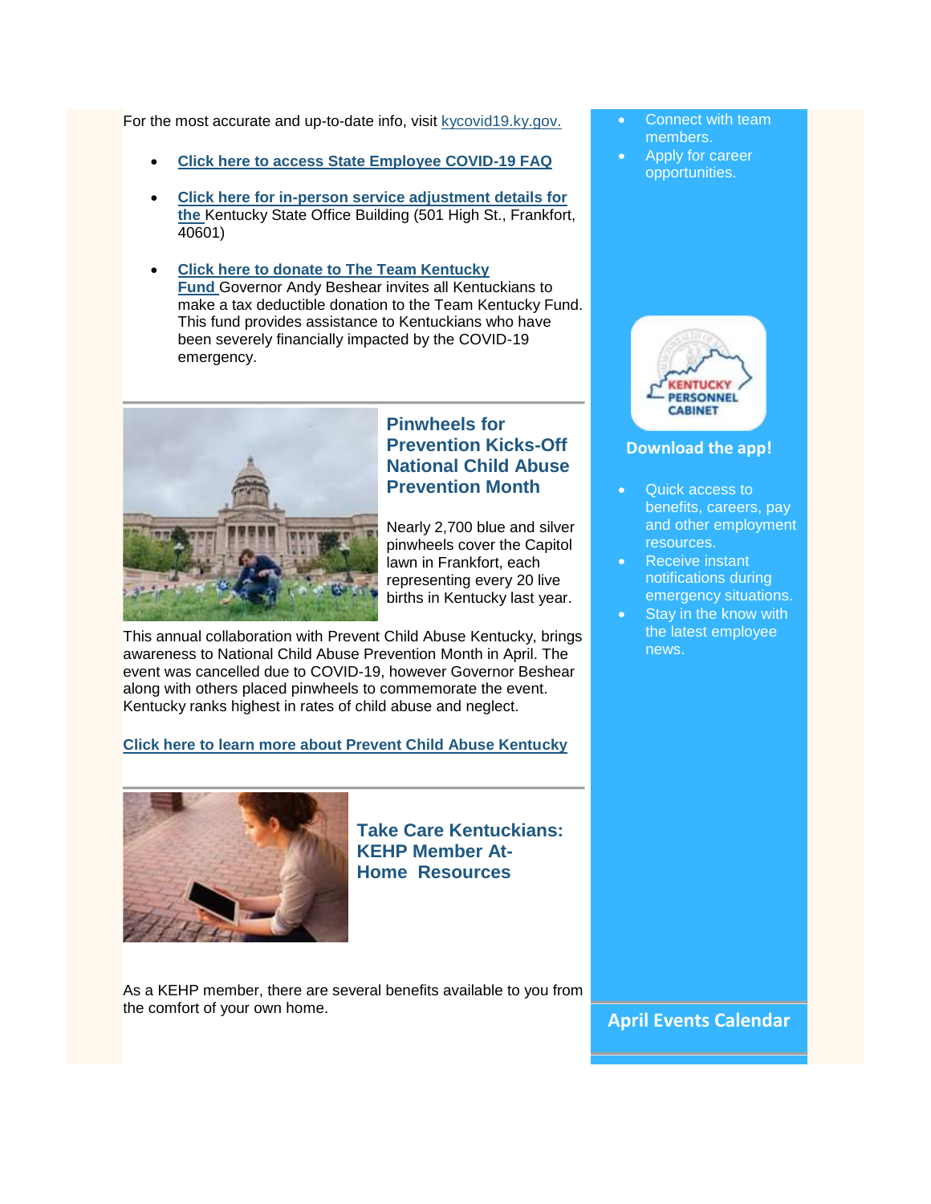For the most accurate and up-to-date info, visit kycovid19.ky.gov.

- **Click here to access State Employee COVID-19 FAQ**
- **Click here for in-person service adjustment details for the** Kentucky State Office Building (501 High St., Frankfort, 40601)
- **Click here to donate to The Team Kentucky Fund** Governor Andy Beshear invites all Kentuckians to make a tax deductible donation to the Team Kentucky Fund. This fund provides assistance to Kentuckians who have been severely financially impacted by the COVID-19 emergency.

---

### Pinwheels for Prevention Kicks-Off National Child Abuse Prevention Month

Nearly 2,700 blue and silver pinwheels cover the Capitol lawn in Frankfort, each representing every 20 live births in Kentucky last year.

This annual collaboration with Prevent Child Abuse Kentucky, brings awareness to National Child Abuse Prevention Month in April. The event was cancelled due to COVID-19, however Governor Beshear along with others placed pinwheels to commemorate the event. Kentucky ranks highest in rates of child abuse and neglect.

**Click here to learn more about Prevent Child Abuse Kentucky**

---

### Take Care Kentuckians: KEHP Member At-Home Resources

As a KEHP member, there are several benefits available to you from the comfort of your own home.

- Connect with team members.
- Apply for career opportunities.

KENTUCKY PERSONNEL CABINET

**Download the app!**

- Quick access to benefits, careers, pay and other employment resources.
- Receive instant notifications during emergency situations.
- Stay in the know with the latest employee news.

## April Events Calendar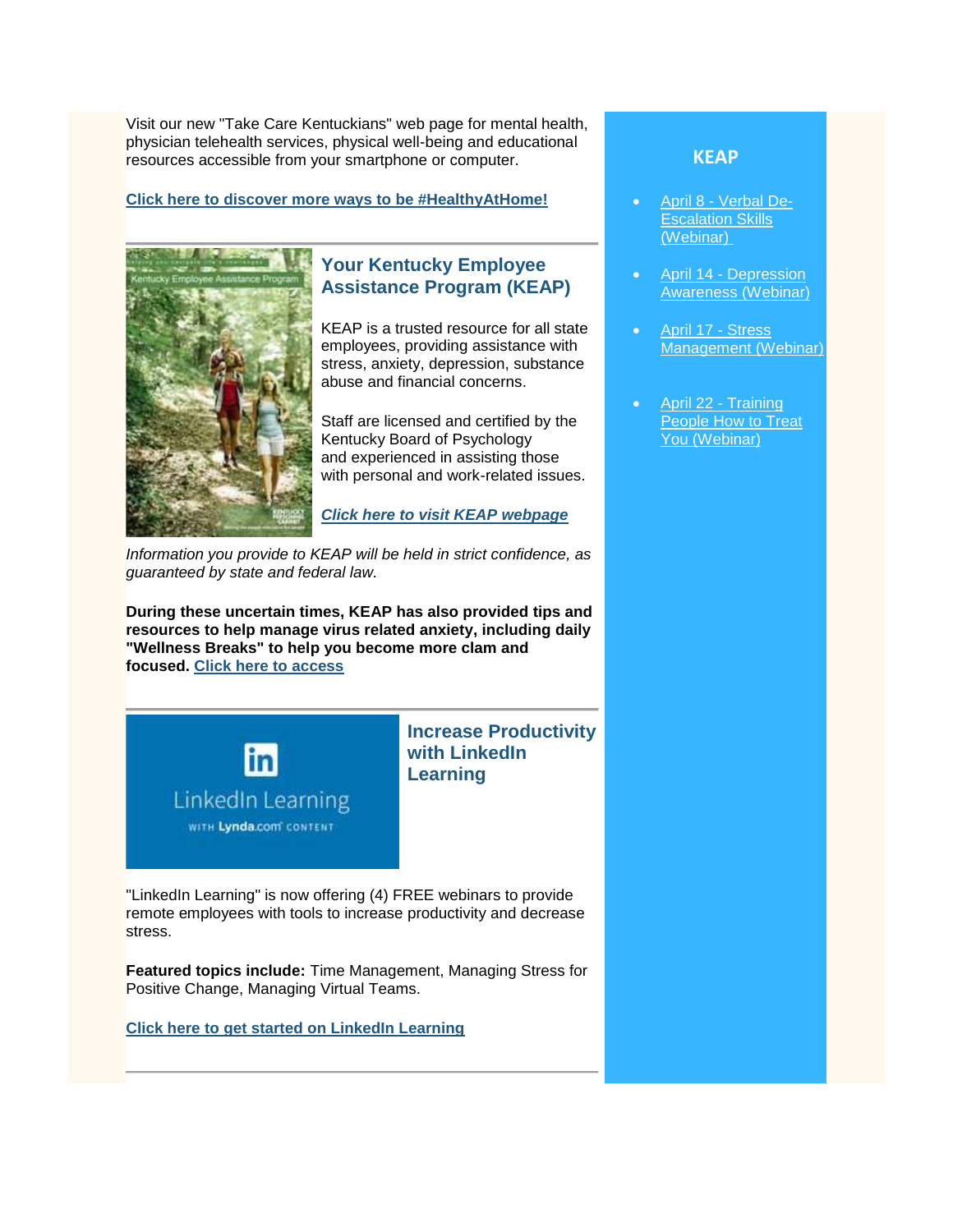Visit our new "Take Care Kentuckians" web page for mental health, physician telehealth services, physical well-being and educational resources accessible from your smartphone or computer.

**Click here to discover more ways to be #HealthyAtHome!**

---

## Your Kentucky Employee Assistance Program (KEAP)

KEAP is a trusted resource for all state employees, providing assistance with stress, anxiety, depression, substance abuse and financial concerns.

Staff are licensed and certified by the Kentucky Board of Psychology and experienced in assisting those with personal and work-related issues.

***Click here to visit KEAP webpage***

*Information you provide to KEAP will be held in strict confidence, as guaranteed by state and federal law.*

**During these uncertain times, KEAP has also provided tips and resources to help manage virus related anxiety, including daily "Wellness Breaks" to help you become more clam and focused. Click here to access**

---

## Increase Productivity with LinkedIn Learning

"LinkedIn Learning" is now offering (4) FREE webinars to provide remote employees with tools to increase productivity and decrease stress.

**Featured topics include:** Time Management, Managing Stress for Positive Change, Managing Virtual Teams.

**Click here to get started on LinkedIn Learning**

---

## KEAP

- April 8 - Verbal De-Escalation Skills (Webinar)
- April 14 - Depression Awareness (Webinar)
- April 17 - Stress Management (Webinar)
- April 22 - Training People How to Treat You (Webinar)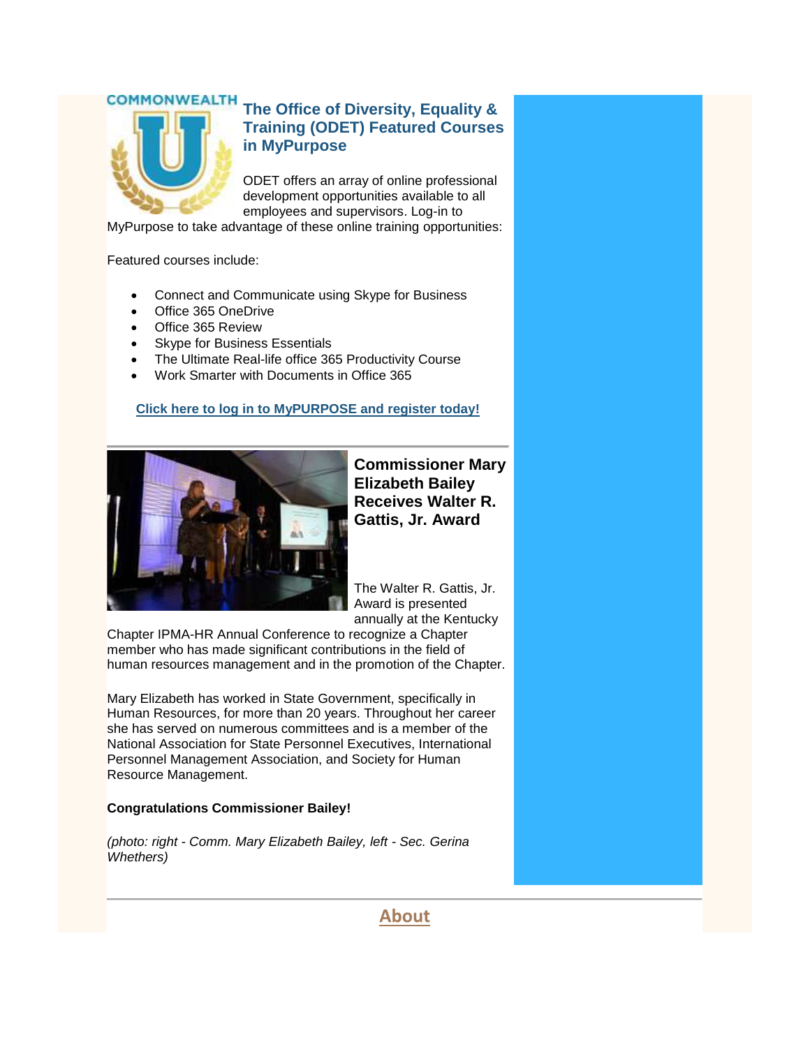## The Office of Diversity, Equality & Training (ODET) Featured Courses in MyPurpose

ODET offers an array of online professional development opportunities available to all employees and supervisors. Log-in to MyPurpose to take advantage of these online training opportunities:

Featured courses include:

- Connect and Communicate using Skype for Business
- Office 365 OneDrive
- Office 365 Review
- Skype for Business Essentials
- The Ultimate Real-life office 365 Productivity Course
- Work Smarter with Documents in Office 365

**Click here to log in to MyPURPOSE and register today!**

---

## Commissioner Mary Elizabeth Bailey Receives Walter R. Gattis, Jr. Award

The Walter R. Gattis, Jr. Award is presented annually at the Kentucky Chapter IPMA-HR Annual Conference to recognize a Chapter member who has made significant contributions in the field of human resources management and in the promotion of the Chapter.

Mary Elizabeth has worked in State Government, specifically in Human Resources, for more than 20 years. Throughout her career she has served on numerous committees and is a member of the National Association for State Personnel Executives, International Personnel Management Association, and Society for Human Resource Management.

**Congratulations Commissioner Bailey!**

*(photo: right - Comm. Mary Elizabeth Bailey, left - Sec. Gerina Whethers)*

---

## About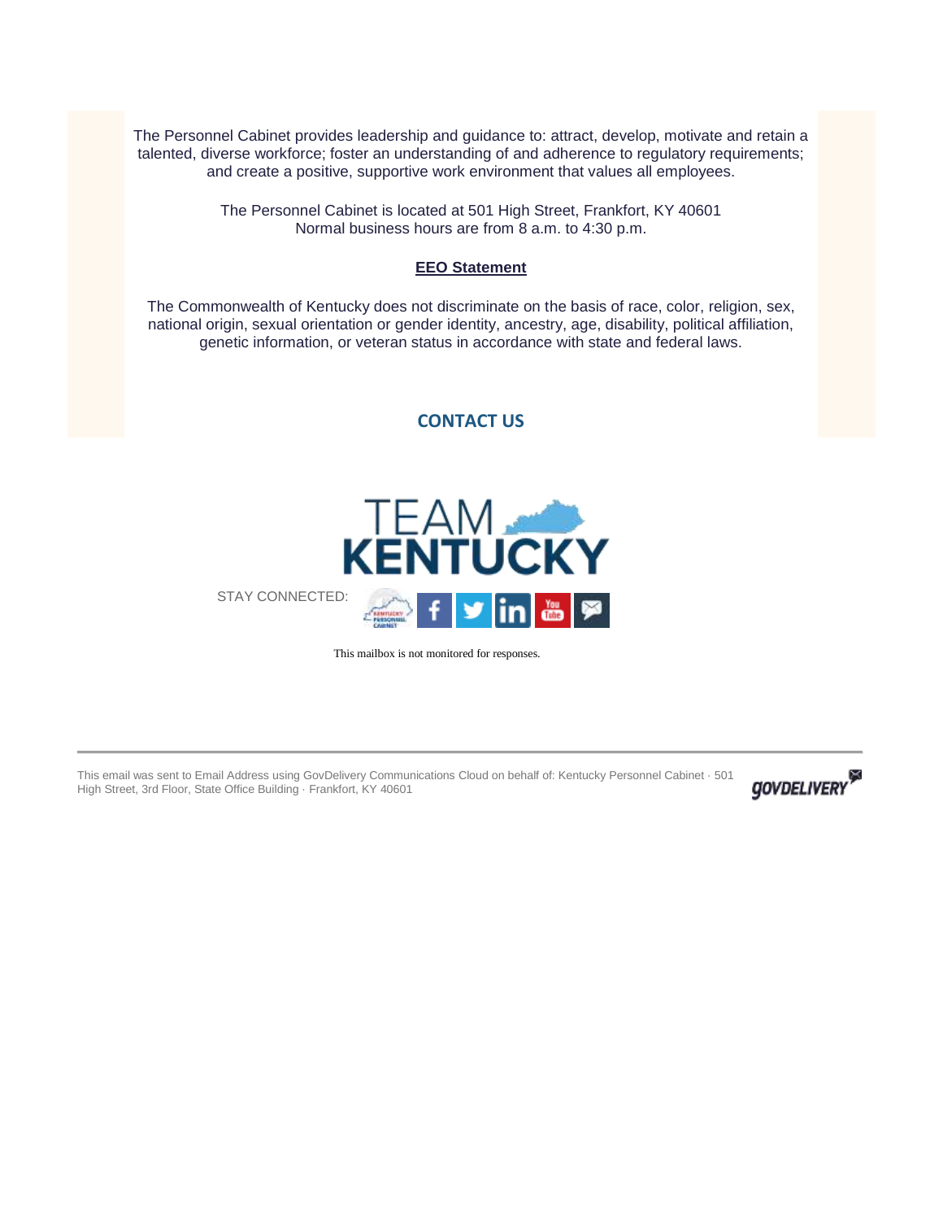The Personnel Cabinet provides leadership and guidance to: attract, develop, motivate and retain a talented, diverse workforce; foster an understanding of and adherence to regulatory requirements; and create a positive, supportive work environment that values all employees.

The Personnel Cabinet is located at 501 High Street, Frankfort, KY 40601
Normal business hours are from 8 a.m. to 4:30 p.m.

**EEO Statement**

The Commonwealth of Kentucky does not discriminate on the basis of race, color, religion, sex, national origin, sexual orientation or gender identity, ancestry, age, disability, political affiliation, genetic information, or veteran status in accordance with state and federal laws.

## CONTACT US

TEAM KENTUCKY

STAY CONNECTED:

This mailbox is not monitored for responses.

---

This email was sent to Email Address using GovDelivery Communications Cloud on behalf of: Kentucky Personnel Cabinet · 501 High Street, 3rd Floor, State Office Building · Frankfort, KY 40601

GOVDELIVERY